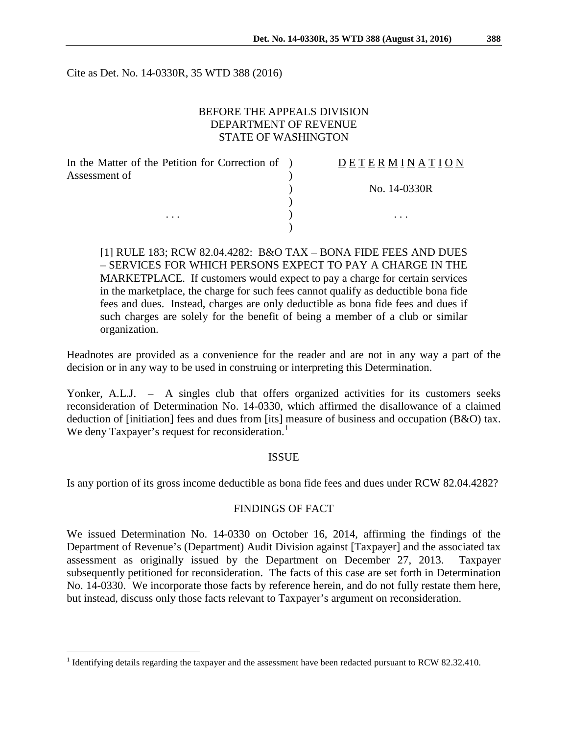Cite as Det. No. 14-0330R, 35 WTD 388 (2016)

BEFORE THE APPEALS DIVISION
DEPARTMENT OF REVENUE
STATE OF WASHINGTON

| | | |
|---|---|---|
| In the Matter of the Petition for Correction of Assessment of | ) | D E T E R M I N A T I O N |
| | ) | |
| | ) | No. 14-0330R |
| | ) | |
| . . . | ) | . . . |
| | ) | |

[1] RULE 183; RCW 82.04.4282: B&O TAX – BONA FIDE FEES AND DUES – SERVICES FOR WHICH PERSONS EXPECT TO PAY A CHARGE IN THE MARKETPLACE. If customers would expect to pay a charge for certain services in the marketplace, the charge for such fees cannot qualify as deductible bona fide fees and dues. Instead, charges are only deductible as bona fide fees and dues if such charges are solely for the benefit of being a member of a club or similar organization.

Headnotes are provided as a convenience for the reader and are not in any way a part of the decision or in any way to be used in construing or interpreting this Determination.

Yonker, A.L.J. – A singles club that offers organized activities for its customers seeks reconsideration of Determination No. 14-0330, which affirmed the disallowance of a claimed deduction of [initiation] fees and dues from [its] measure of business and occupation (B&O) tax. We deny Taxpayer's request for reconsideration.[1]

## ISSUE

Is any portion of its gross income deductible as bona fide fees and dues under RCW 82.04.4282?

## FINDINGS OF FACT

We issued Determination No. 14-0330 on October 16, 2014, affirming the findings of the Department of Revenue's (Department) Audit Division against [Taxpayer] and the associated tax assessment as originally issued by the Department on December 27, 2013. Taxpayer subsequently petitioned for reconsideration. The facts of this case are set forth in Determination No. 14-0330. We incorporate those facts by reference herein, and do not fully restate them here, but instead, discuss only those facts relevant to Taxpayer's argument on reconsideration.

[1] Identifying details regarding the taxpayer and the assessment have been redacted pursuant to RCW 82.32.410.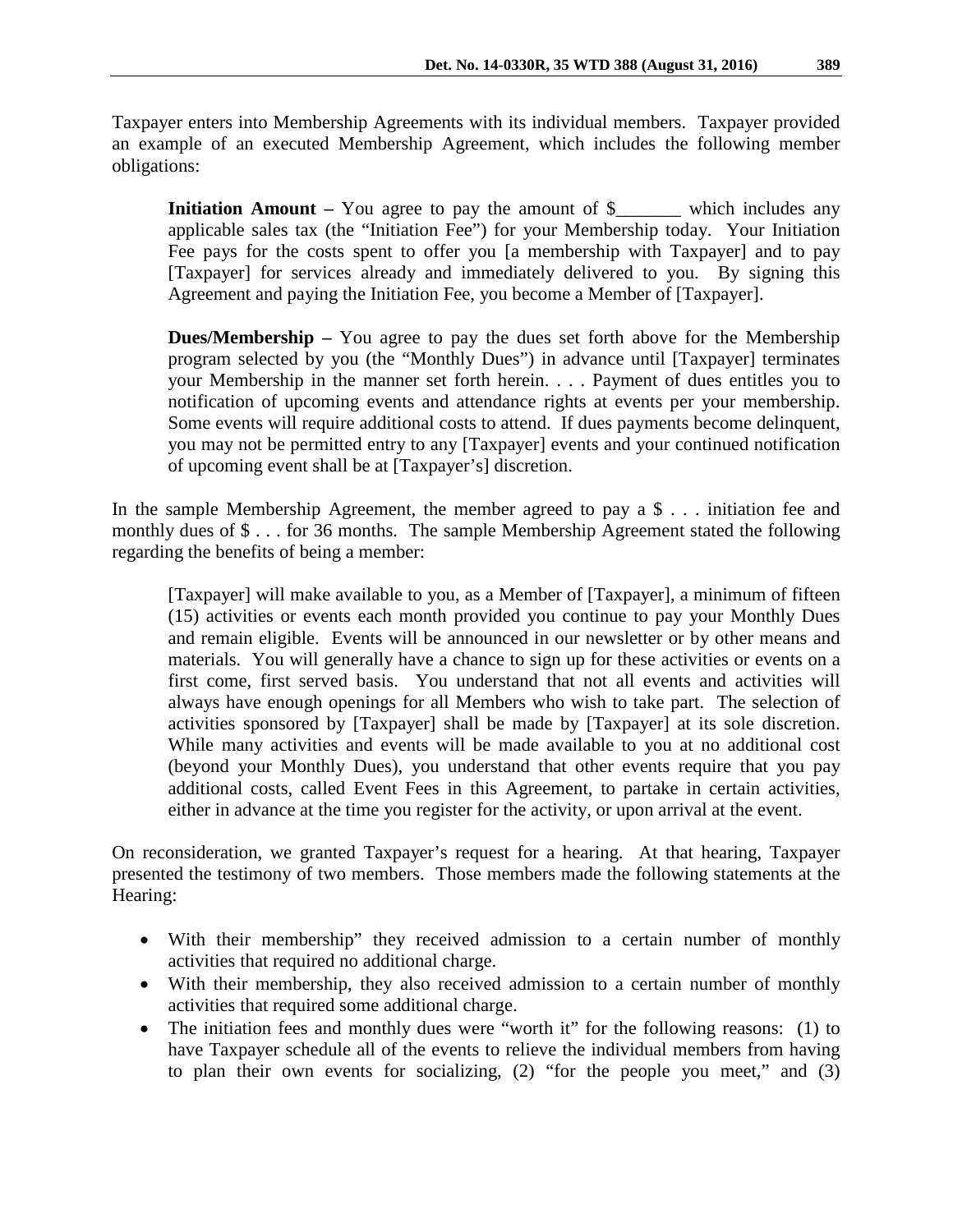Taxpayer enters into Membership Agreements with its individual members. Taxpayer provided an example of an executed Membership Agreement, which includes the following member obligations:

> **Initiation Amount –** You agree to pay the amount of $_______ which includes any applicable sales tax (the "Initiation Fee") for your Membership today. Your Initiation Fee pays for the costs spent to offer you [a membership with Taxpayer] and to pay [Taxpayer] for services already and immediately delivered to you. By signing this Agreement and paying the Initiation Fee, you become a Member of [Taxpayer].
>
> **Dues/Membership –** You agree to pay the dues set forth above for the Membership program selected by you (the "Monthly Dues") in advance until [Taxpayer] terminates your Membership in the manner set forth herein. . . . Payment of dues entitles you to notification of upcoming events and attendance rights at events per your membership. Some events will require additional costs to attend. If dues payments become delinquent, you may not be permitted entry to any [Taxpayer] events and your continued notification of upcoming event shall be at [Taxpayer's] discretion.

In the sample Membership Agreement, the member agreed to pay a $ . . . initiation fee and monthly dues of $ . . . for 36 months. The sample Membership Agreement stated the following regarding the benefits of being a member:

> [Taxpayer] will make available to you, as a Member of [Taxpayer], a minimum of fifteen (15) activities or events each month provided you continue to pay your Monthly Dues and remain eligible. Events will be announced in our newsletter or by other means and materials. You will generally have a chance to sign up for these activities or events on a first come, first served basis. You understand that not all events and activities will always have enough openings for all Members who wish to take part. The selection of activities sponsored by [Taxpayer] shall be made by [Taxpayer] at its sole discretion. While many activities and events will be made available to you at no additional cost (beyond your Monthly Dues), you understand that other events require that you pay additional costs, called Event Fees in this Agreement, to partake in certain activities, either in advance at the time you register for the activity, or upon arrival at the event.

On reconsideration, we granted Taxpayer's request for a hearing. At that hearing, Taxpayer presented the testimony of two members. Those members made the following statements at the Hearing:

- With their membership" they received admission to a certain number of monthly activities that required no additional charge.
- With their membership, they also received admission to a certain number of monthly activities that required some additional charge.
- The initiation fees and monthly dues were "worth it" for the following reasons: (1) to have Taxpayer schedule all of the events to relieve the individual members from having to plan their own events for socializing, (2) "for the people you meet," and (3)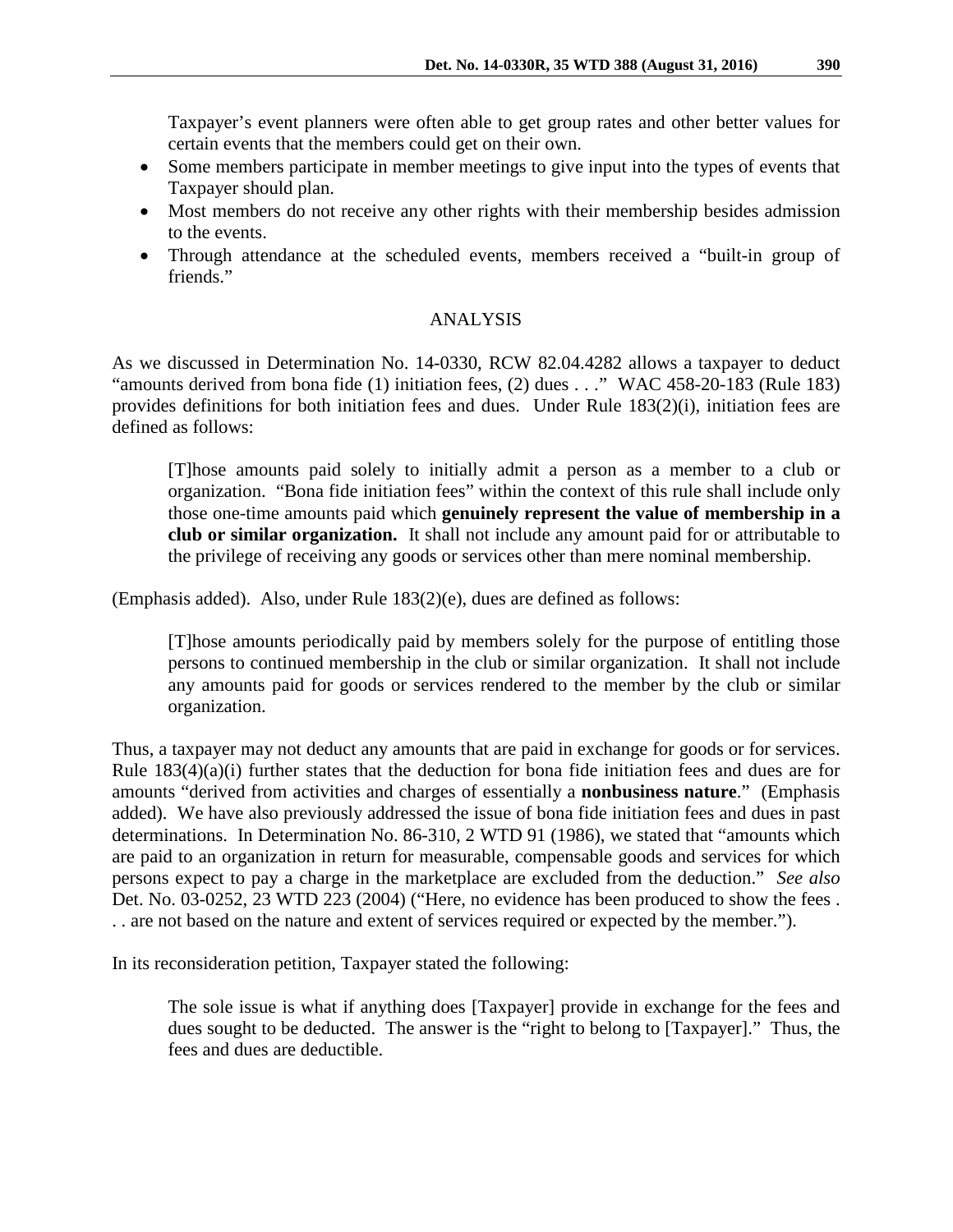Taxpayer's event planners were often able to get group rates and other better values for certain events that the members could get on their own.

- Some members participate in member meetings to give input into the types of events that Taxpayer should plan.
- Most members do not receive any other rights with their membership besides admission to the events.
- Through attendance at the scheduled events, members received a "built-in group of friends."

## ANALYSIS

As we discussed in Determination No. 14-0330, RCW 82.04.4282 allows a taxpayer to deduct "amounts derived from bona fide (1) initiation fees, (2) dues . . ." WAC 458-20-183 (Rule 183) provides definitions for both initiation fees and dues. Under Rule 183(2)(i), initiation fees are defined as follows:

> [T]hose amounts paid solely to initially admit a person as a member to a club or organization. "Bona fide initiation fees" within the context of this rule shall include only those one-time amounts paid which **genuinely represent the value of membership in a club or similar organization.** It shall not include any amount paid for or attributable to the privilege of receiving any goods or services other than mere nominal membership.

(Emphasis added). Also, under Rule 183(2)(e), dues are defined as follows:

> [T]hose amounts periodically paid by members solely for the purpose of entitling those persons to continued membership in the club or similar organization. It shall not include any amounts paid for goods or services rendered to the member by the club or similar organization.

Thus, a taxpayer may not deduct any amounts that are paid in exchange for goods or for services. Rule 183(4)(a)(i) further states that the deduction for bona fide initiation fees and dues are for amounts "derived from activities and charges of essentially a **nonbusiness nature**." (Emphasis added). We have also previously addressed the issue of bona fide initiation fees and dues in past determinations. In Determination No. 86-310, 2 WTD 91 (1986), we stated that "amounts which are paid to an organization in return for measurable, compensable goods and services for which persons expect to pay a charge in the marketplace are excluded from the deduction." *See also* Det. No. 03-0252, 23 WTD 223 (2004) ("Here, no evidence has been produced to show the fees . . . are not based on the nature and extent of services required or expected by the member.").

In its reconsideration petition, Taxpayer stated the following:

> The sole issue is what if anything does [Taxpayer] provide in exchange for the fees and dues sought to be deducted. The answer is the "right to belong to [Taxpayer]." Thus, the fees and dues are deductible.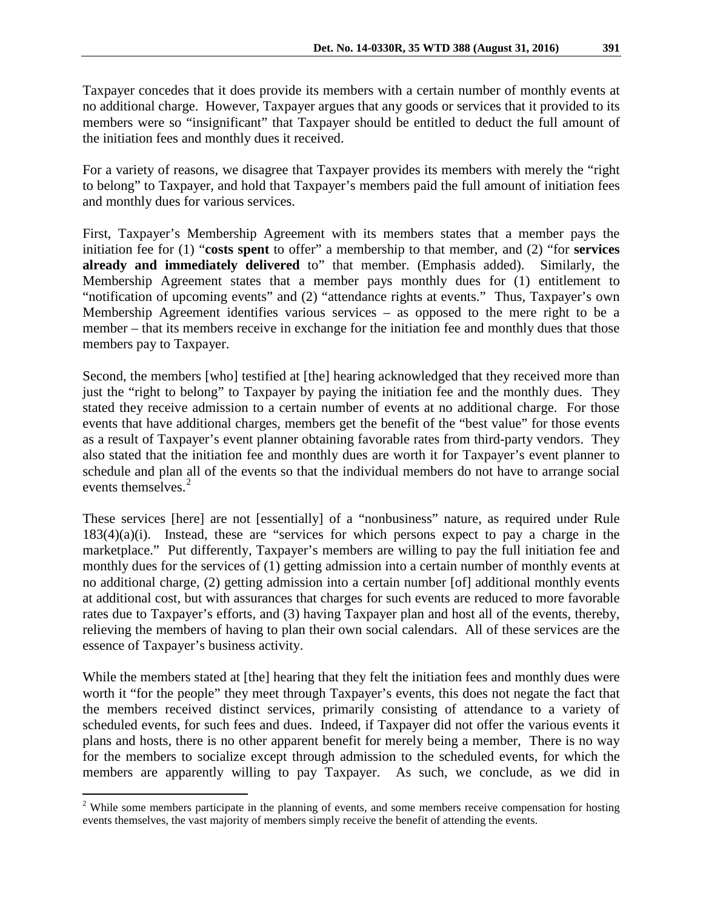Taxpayer concedes that it does provide its members with a certain number of monthly events at no additional charge. However, Taxpayer argues that any goods or services that it provided to its members were so "insignificant" that Taxpayer should be entitled to deduct the full amount of the initiation fees and monthly dues it received.

For a variety of reasons, we disagree that Taxpayer provides its members with merely the "right to belong" to Taxpayer, and hold that Taxpayer's members paid the full amount of initiation fees and monthly dues for various services.

First, Taxpayer's Membership Agreement with its members states that a member pays the initiation fee for (1) "**costs spent** to offer" a membership to that member, and (2) "for **services already and immediately delivered** to" that member. (Emphasis added). Similarly, the Membership Agreement states that a member pays monthly dues for (1) entitlement to "notification of upcoming events" and (2) "attendance rights at events." Thus, Taxpayer's own Membership Agreement identifies various services – as opposed to the mere right to be a member – that its members receive in exchange for the initiation fee and monthly dues that those members pay to Taxpayer.

Second, the members [who] testified at [the] hearing acknowledged that they received more than just the "right to belong" to Taxpayer by paying the initiation fee and the monthly dues. They stated they receive admission to a certain number of events at no additional charge. For those events that have additional charges, members get the benefit of the "best value" for those events as a result of Taxpayer's event planner obtaining favorable rates from third-party vendors. They also stated that the initiation fee and monthly dues are worth it for Taxpayer's event planner to schedule and plan all of the events so that the individual members do not have to arrange social events themselves.[2]

These services [here] are not [essentially] of a "nonbusiness" nature, as required under Rule 183(4)(a)(i). Instead, these are "services for which persons expect to pay a charge in the marketplace." Put differently, Taxpayer's members are willing to pay the full initiation fee and monthly dues for the services of (1) getting admission into a certain number of monthly events at no additional charge, (2) getting admission into a certain number [of] additional monthly events at additional cost, but with assurances that charges for such events are reduced to more favorable rates due to Taxpayer's efforts, and (3) having Taxpayer plan and host all of the events, thereby, relieving the members of having to plan their own social calendars. All of these services are the essence of Taxpayer's business activity.

While the members stated at [the] hearing that they felt the initiation fees and monthly dues were worth it "for the people" they meet through Taxpayer's events, this does not negate the fact that the members received distinct services, primarily consisting of attendance to a variety of scheduled events, for such fees and dues. Indeed, if Taxpayer did not offer the various events it plans and hosts, there is no other apparent benefit for merely being a member, There is no way for the members to socialize except through admission to the scheduled events, for which the members are apparently willing to pay Taxpayer. As such, we conclude, as we did in

---

[2] While some members participate in the planning of events, and some members receive compensation for hosting events themselves, the vast majority of members simply receive the benefit of attending the events.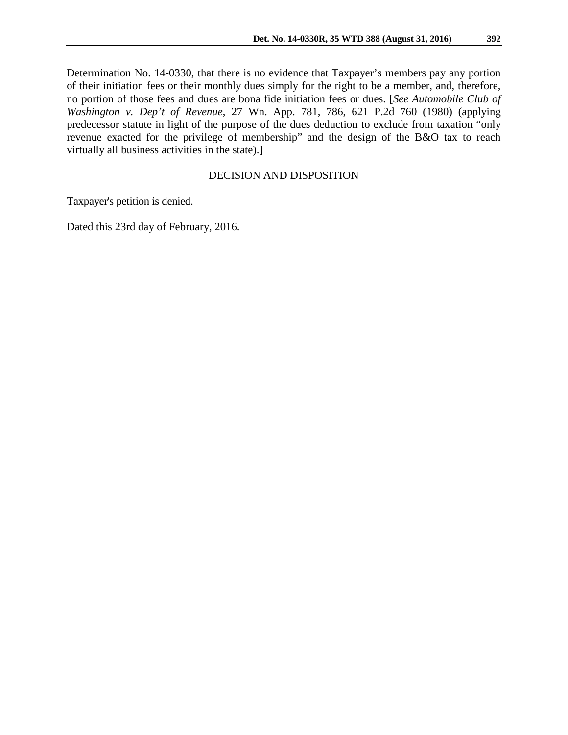Determination No. 14-0330, that there is no evidence that Taxpayer's members pay any portion of their initiation fees or their monthly dues simply for the right to be a member, and, therefore, no portion of those fees and dues are bona fide initiation fees or dues. [*See Automobile Club of Washington v. Dep't of Revenue*, 27 Wn. App. 781, 786, 621 P.2d 760 (1980) (applying predecessor statute in light of the purpose of the dues deduction to exclude from taxation "only revenue exacted for the privilege of membership" and the design of the B&O tax to reach virtually all business activities in the state).]

## DECISION AND DISPOSITION

Taxpayer's petition is denied.

Dated this 23rd day of February, 2016.